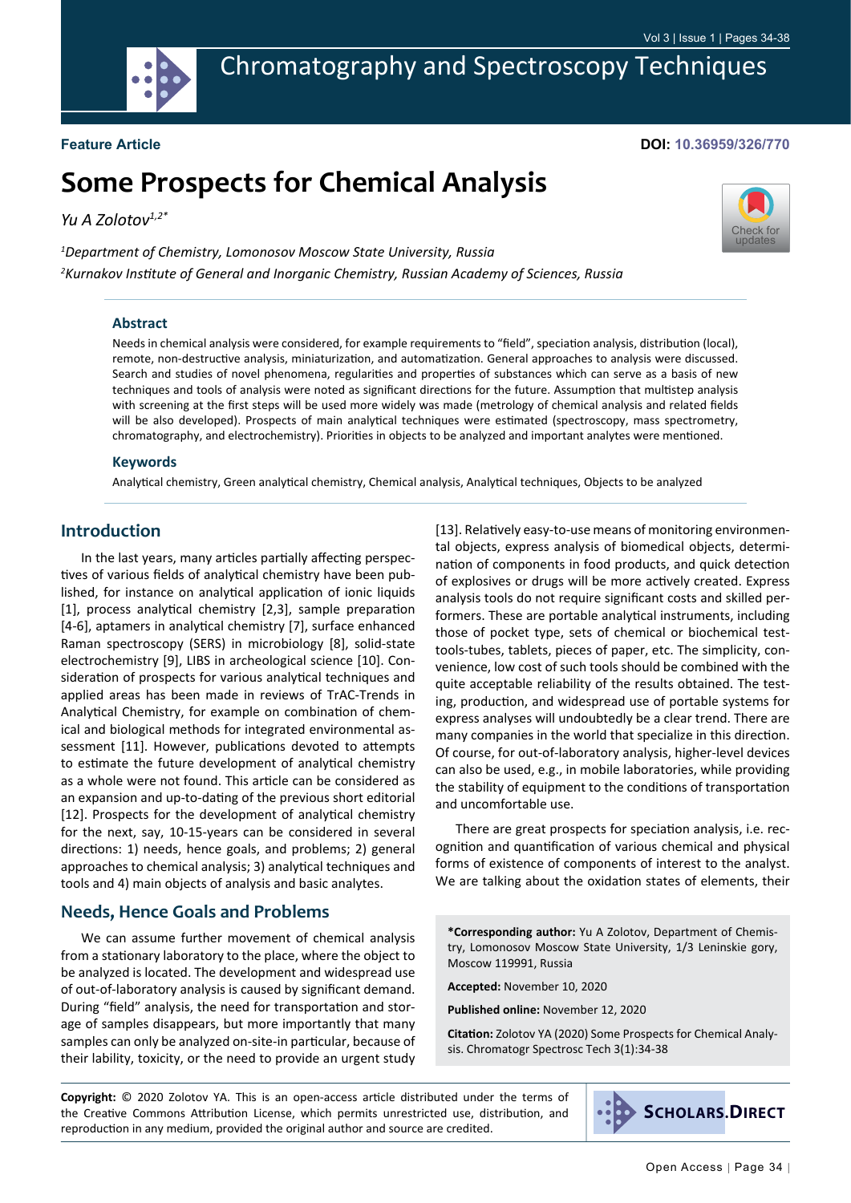**Feature Article**

**DOI: 10.36959/326/770**

# Some Prospects for Chemical Analysis

*Yu A Zolotov*[1,2*]

*[1]Department of Chemistry, Lomonosov Moscow State University, Russia*

*[2]Kurnakov Institute of General and Inorganic Chemistry, Russian Academy of Sciences, Russia*

### Abstract

Needs in chemical analysis were considered, for example requirements to "field", speciation analysis, distribution (local), remote, non-destructive analysis, miniaturization, and automatization. General approaches to analysis were discussed. Search and studies of novel phenomena, regularities and properties of substances which can serve as a basis of new techniques and tools of analysis were noted as significant directions for the future. Assumption that multistep analysis with screening at the first steps will be used more widely was made (metrology of chemical analysis and related fields will be also developed). Prospects of main analytical techniques were estimated (spectroscopy, mass spectrometry, chromatography, and electrochemistry). Priorities in objects to be analyzed and important analytes were mentioned.

### Keywords

Analytical chemistry, Green analytical chemistry, Chemical analysis, Analytical techniques, Objects to be analyzed

## Introduction

In the last years, many articles partially affecting perspectives of various fields of analytical chemistry have been published, for instance on analytical application of ionic liquids [1], process analytical chemistry [2,3], sample preparation [4-6], aptamers in analytical chemistry [7], surface enhanced Raman spectroscopy (SERS) in microbiology [8], solid-state electrochemistry [9], LIBS in archeological science [10]. Consideration of prospects for various analytical techniques and applied areas has been made in reviews of TrAC-Trends in Analytical Chemistry, for example on combination of chemical and biological methods for integrated environmental assessment [11]. However, publications devoted to attempts to estimate the future development of analytical chemistry as a whole were not found. This article can be considered as an expansion and up-to-dating of the previous short editorial [12]. Prospects for the development of analytical chemistry for the next, say, 10-15-years can be considered in several directions: 1) needs, hence goals, and problems; 2) general approaches to chemical analysis; 3) analytical techniques and tools and 4) main objects of analysis and basic analytes.

## Needs, Hence Goals and Problems

We can assume further movement of chemical analysis from a stationary laboratory to the place, where the object to be analyzed is located. The development and widespread use of out-of-laboratory analysis is caused by significant demand. During "field" analysis, the need for transportation and storage of samples disappears, but more importantly that many samples can only be analyzed on-site-in particular, because of their lability, toxicity, or the need to provide an urgent study [13]. Relatively easy-to-use means of monitoring environmental objects, express analysis of biomedical objects, determination of components in food products, and quick detection of explosives or drugs will be more actively created. Express analysis tools do not require significant costs and skilled performers. These are portable analytical instruments, including those of pocket type, sets of chemical or biochemical test-tools-tubes, tablets, pieces of paper, etc. The simplicity, convenience, low cost of such tools should be combined with the quite acceptable reliability of the results obtained. The testing, production, and widespread use of portable systems for express analyses will undoubtedly be a clear trend. There are many companies in the world that specialize in this direction. Of course, for out-of-laboratory analysis, higher-level devices can also be used, e.g., in mobile laboratories, while providing the stability of equipment to the conditions of transportation and uncomfortable use.

There are great prospects for speciation analysis, i.e. recognition and quantification of various chemical and physical forms of existence of components of interest to the analyst. We are talking about the oxidation states of elements, their

**\*Corresponding author:** Yu A Zolotov, Department of Chemistry, Lomonosov Moscow State University, 1/3 Leninskie gory, Moscow 119991, Russia

**Accepted:** November 10, 2020

**Published online:** November 12, 2020

**Citation:** Zolotov YA (2020) Some Prospects for Chemical Analysis. Chromatogr Spectrosc Tech 3(1):34-38

**Copyright:** © 2020 Zolotov YA. This is an open-access article distributed under the terms of the Creative Commons Attribution License, which permits unrestricted use, distribution, and reproduction in any medium, provided the original author and source are credited.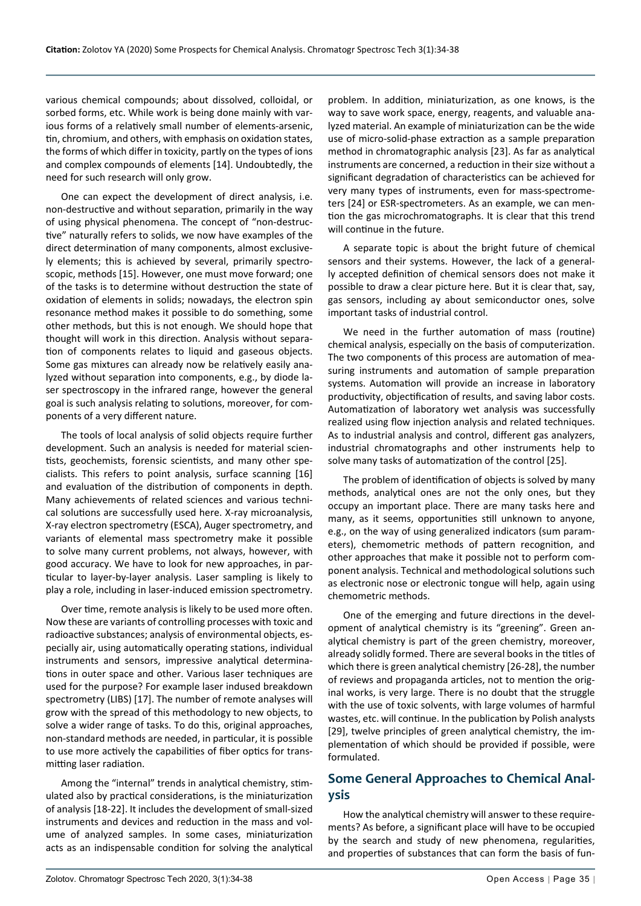various chemical compounds; about dissolved, colloidal, or sorbed forms, etc. While work is being done mainly with various forms of a relatively small number of elements-arsenic, tin, chromium, and others, with emphasis on oxidation states, the forms of which differ in toxicity, partly on the types of ions and complex compounds of elements [14]. Undoubtedly, the need for such research will only grow.

One can expect the development of direct analysis, i.e. non-destructive and without separation, primarily in the way of using physical phenomena. The concept of "non-destructive" naturally refers to solids, we now have examples of the direct determination of many components, almost exclusively elements; this is achieved by several, primarily spectroscopic, methods [15]. However, one must move forward; one of the tasks is to determine without destruction the state of oxidation of elements in solids; nowadays, the electron spin resonance method makes it possible to do something, some other methods, but this is not enough. We should hope that thought will work in this direction. Analysis without separation of components relates to liquid and gaseous objects. Some gas mixtures can already now be relatively easily analyzed without separation into components, e.g., by diode laser spectroscopy in the infrared range, however the general goal is such analysis relating to solutions, moreover, for components of a very different nature.

The tools of local analysis of solid objects require further development. Such an analysis is needed for material scientists, geochemists, forensic scientists, and many other specialists. This refers to point analysis, surface scanning [16] and evaluation of the distribution of components in depth. Many achievements of related sciences and various technical solutions are successfully used here. X-ray microanalysis, X-ray electron spectrometry (ESCA), Auger spectrometry, and variants of elemental mass spectrometry make it possible to solve many current problems, not always, however, with good accuracy. We have to look for new approaches, in particular to layer-by-layer analysis. Laser sampling is likely to play a role, including in laser-induced emission spectrometry.

Over time, remote analysis is likely to be used more often. Now these are variants of controlling processes with toxic and radioactive substances; analysis of environmental objects, especially air, using automatically operating stations, individual instruments and sensors, impressive analytical determinations in outer space and other. Various laser techniques are used for the purpose? For example laser indused breakdown spectrometry (LIBS) [17]. The number of remote analyses will grow with the spread of this methodology to new objects, to solve a wider range of tasks. To do this, original approaches, non-standard methods are needed, in particular, it is possible to use more actively the capabilities of fiber optics for transmitting laser radiation.

Among the "internal" trends in analytical chemistry, stimulated also by practical considerations, is the miniaturization of analysis [18-22]. It includes the development of small-sized instruments and devices and reduction in the mass and volume of analyzed samples. In some cases, miniaturization acts as an indispensable condition for solving the analytical problem. In addition, miniaturization, as one knows, is the way to save work space, energy, reagents, and valuable analyzed material. An example of miniaturization can be the wide use of micro-solid-phase extraction as a sample preparation method in chromatographic analysis [23]. As far as analytical instruments are concerned, a reduction in their size without a significant degradation of characteristics can be achieved for very many types of instruments, even for mass-spectrometers [24] or ESR-spectrometers. As an example, we can mention the gas microchromatographs. It is clear that this trend will continue in the future.

A separate topic is about the bright future of chemical sensors and their systems. However, the lack of a generally accepted definition of chemical sensors does not make it possible to draw a clear picture here. But it is clear that, say, gas sensors, including ay about semiconductor ones, solve important tasks of industrial control.

We need in the further automation of mass (routine) chemical analysis, especially on the basis of computerization. The two components of this process are automation of measuring instruments and automation of sample preparation systems. Automation will provide an increase in laboratory productivity, objectification of results, and saving labor costs. Automatization of laboratory wet analysis was successfully realized using flow injection analysis and related techniques. As to industrial analysis and control, different gas analyzers, industrial chromatographs and other instruments help to solve many tasks of automatization of the control [25].

The problem of identification of objects is solved by many methods, analytical ones are not the only ones, but they occupy an important place. There are many tasks here and many, as it seems, opportunities still unknown to anyone, e.g., on the way of using generalized indicators (sum parameters), chemometric methods of pattern recognition, and other approaches that make it possible not to perform component analysis. Technical and methodological solutions such as electronic nose or electronic tongue will help, again using chemometric methods.

One of the emerging and future directions in the development of analytical chemistry is its "greening". Green analytical chemistry is part of the green chemistry, moreover, already solidly formed. There are several books in the titles of which there is green analytical chemistry [26-28], the number of reviews and propaganda articles, not to mention the original works, is very large. There is no doubt that the struggle with the use of toxic solvents, with large volumes of harmful wastes, etc. will continue. In the publication by Polish analysts [29], twelve principles of green analytical chemistry, the implementation of which should be provided if possible, were formulated.

## Some General Approaches to Chemical Analysis

How the analytical chemistry will answer to these requirements? As before, a significant place will have to be occupied by the search and study of new phenomena, regularities, and properties of substances that can form the basis of fun-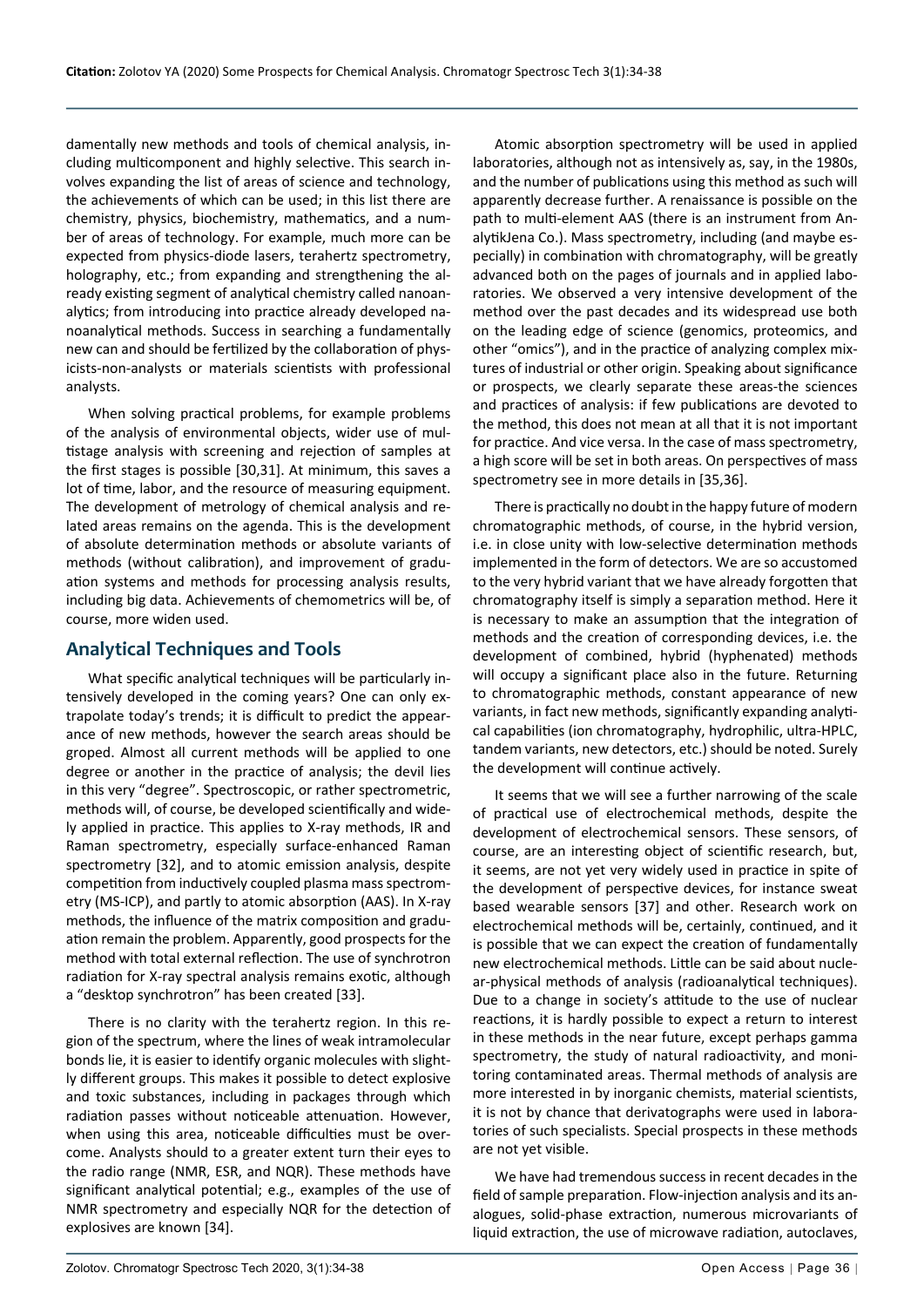damentally new methods and tools of chemical analysis, including multicomponent and highly selective. This search involves expanding the list of areas of science and technology, the achievements of which can be used; in this list there are chemistry, physics, biochemistry, mathematics, and a number of areas of technology. For example, much more can be expected from physics-diode lasers, terahertz spectrometry, holography, etc.; from expanding and strengthening the already existing segment of analytical chemistry called nanoanalytics; from introducing into practice already developed nanoanalytical methods. Success in searching a fundamentally new can and should be fertilized by the collaboration of physicists-non-analysts or materials scientists with professional analysts.

When solving practical problems, for example problems of the analysis of environmental objects, wider use of multistage analysis with screening and rejection of samples at the first stages is possible [30,31]. At minimum, this saves a lot of time, labor, and the resource of measuring equipment. The development of metrology of chemical analysis and related areas remains on the agenda. This is the development of absolute determination methods or absolute variants of methods (without calibration), and improvement of graduation systems and methods for processing analysis results, including big data. Achievements of chemometrics will be, of course, more widen used.

## Analytical Techniques and Tools

What specific analytical techniques will be particularly intensively developed in the coming years? One can only extrapolate today's trends; it is difficult to predict the appearance of new methods, however the search areas should be groped. Almost all current methods will be applied to one degree or another in the practice of analysis; the devil lies in this very "degree". Spectroscopic, or rather spectrometric, methods will, of course, be developed scientifically and widely applied in practice. This applies to X-ray methods, IR and Raman spectrometry, especially surface-enhanced Raman spectrometry [32], and to atomic emission analysis, despite competition from inductively coupled plasma mass spectrometry (MS-ICP), and partly to atomic absorption (AAS). In X-ray methods, the influence of the matrix composition and graduation remain the problem. Apparently, good prospects for the method with total external reflection. The use of synchrotron radiation for X-ray spectral analysis remains exotic, although a "desktop synchrotron" has been created [33].

There is no clarity with the terahertz region. In this region of the spectrum, where the lines of weak intramolecular bonds lie, it is easier to identify organic molecules with slightly different groups. This makes it possible to detect explosive and toxic substances, including in packages through which radiation passes without noticeable attenuation. However, when using this area, noticeable difficulties must be overcome. Analysts should to a greater extent turn their eyes to the radio range (NMR, ESR, and NQR). These methods have significant analytical potential; e.g., examples of the use of NMR spectrometry and especially NQR for the detection of explosives are known [34].

Atomic absorption spectrometry will be used in applied laboratories, although not as intensively as, say, in the 1980s, and the number of publications using this method as such will apparently decrease further. A renaissance is possible on the path to multi-element AAS (there is an instrument from AnalytikJena Co.). Mass spectrometry, including (and maybe especially) in combination with chromatography, will be greatly advanced both on the pages of journals and in applied laboratories. We observed a very intensive development of the method over the past decades and its widespread use both on the leading edge of science (genomics, proteomics, and other "omics"), and in the practice of analyzing complex mixtures of industrial or other origin. Speaking about significance or prospects, we clearly separate these areas-the sciences and practices of analysis: if few publications are devoted to the method, this does not mean at all that it is not important for practice. And vice versa. In the case of mass spectrometry, a high score will be set in both areas. On perspectives of mass spectrometry see in more details in [35,36].

There is practically no doubt in the happy future of modern chromatographic methods, of course, in the hybrid version, i.e. in close unity with low-selective determination methods implemented in the form of detectors. We are so accustomed to the very hybrid variant that we have already forgotten that chromatography itself is simply a separation method. Here it is necessary to make an assumption that the integration of methods and the creation of corresponding devices, i.e. the development of combined, hybrid (hyphenated) methods will occupy a significant place also in the future. Returning to chromatographic methods, constant appearance of new variants, in fact new methods, significantly expanding analytical capabilities (ion chromatography, hydrophilic, ultra-HPLC, tandem variants, new detectors, etc.) should be noted. Surely the development will continue actively.

It seems that we will see a further narrowing of the scale of practical use of electrochemical methods, despite the development of electrochemical sensors. These sensors, of course, are an interesting object of scientific research, but, it seems, are not yet very widely used in practice in spite of the development of perspective devices, for instance sweat based wearable sensors [37] and other. Research work on electrochemical methods will be, certainly, continued, and it is possible that we can expect the creation of fundamentally new electrochemical methods. Little can be said about nuclear-physical methods of analysis (radioanalytical techniques). Due to a change in society's attitude to the use of nuclear reactions, it is hardly possible to expect a return to interest in these methods in the near future, except perhaps gamma spectrometry, the study of natural radioactivity, and monitoring contaminated areas. Thermal methods of analysis are more interested in by inorganic chemists, material scientists, it is not by chance that derivatographs were used in laboratories of such specialists. Special prospects in these methods are not yet visible.

We have had tremendous success in recent decades in the field of sample preparation. Flow-injection analysis and its analogues, solid-phase extraction, numerous microvariants of liquid extraction, the use of microwave radiation, autoclaves,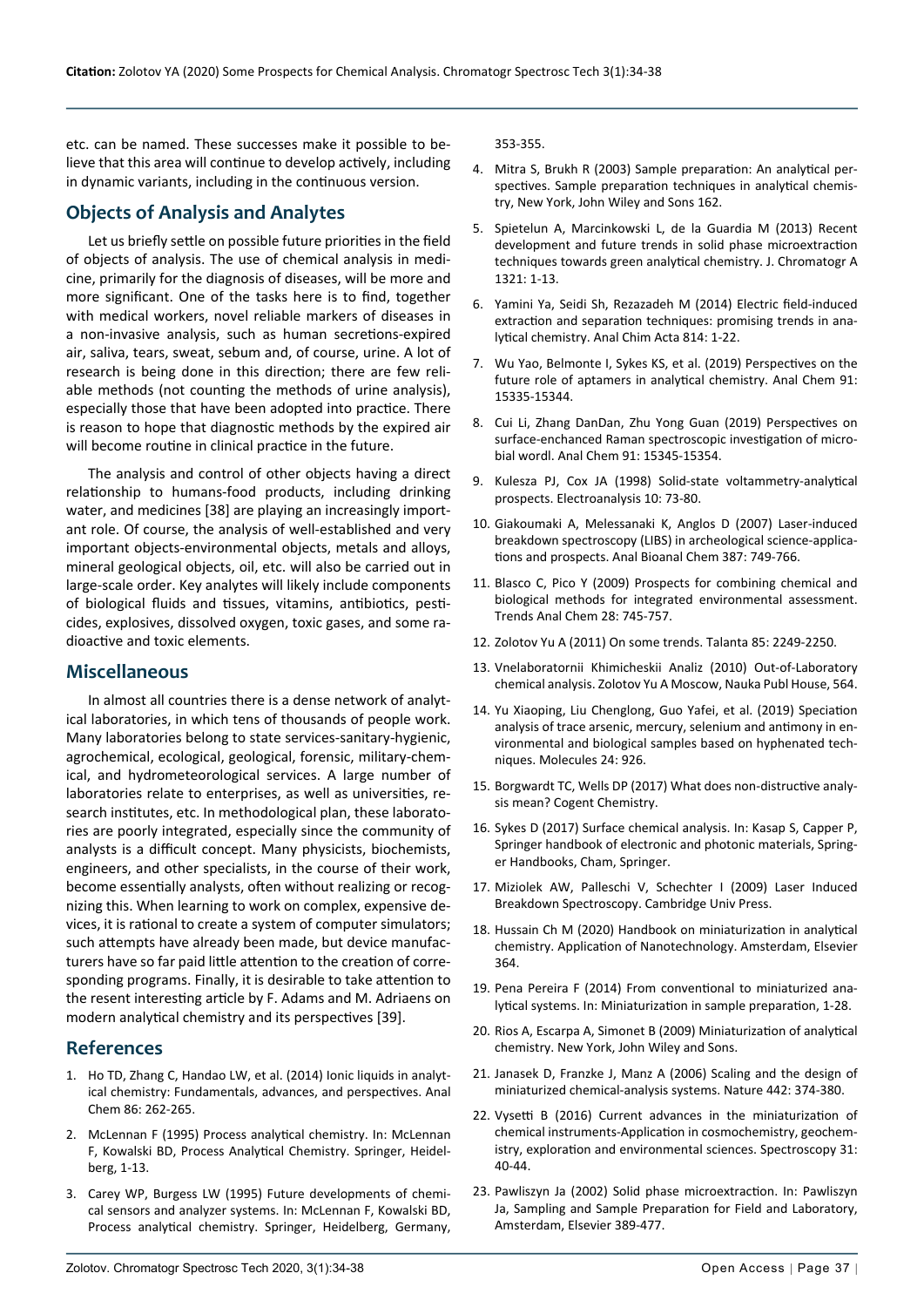etc. can be named. These successes make it possible to believe that this area will continue to develop actively, including in dynamic variants, including in the continuous version.

## Objects of Analysis and Analytes

Let us briefly settle on possible future priorities in the field of objects of analysis. The use of chemical analysis in medicine, primarily for the diagnosis of diseases, will be more and more significant. One of the tasks here is to find, together with medical workers, novel reliable markers of diseases in a non-invasive analysis, such as human secretions-expired air, saliva, tears, sweat, sebum and, of course, urine. A lot of research is being done in this direction; there are few reliable methods (not counting the methods of urine analysis), especially those that have been adopted into practice. There is reason to hope that diagnostic methods by the expired air will become routine in clinical practice in the future.

The analysis and control of other objects having a direct relationship to humans-food products, including drinking water, and medicines [38] are playing an increasingly important role. Of course, the analysis of well-established and very important objects-environmental objects, metals and alloys, mineral geological objects, oil, etc. will also be carried out in large-scale order. Key analytes will likely include components of biological fluids and tissues, vitamins, antibiotics, pesticides, explosives, dissolved oxygen, toxic gases, and some radioactive and toxic elements.

## Miscellaneous

In almost all countries there is a dense network of analytical laboratories, in which tens of thousands of people work. Many laboratories belong to state services-sanitary-hygienic, agrochemical, ecological, geological, forensic, military-chemical, and hydrometeorological services. A large number of laboratories relate to enterprises, as well as universities, research institutes, etc. In methodological plan, these laboratories are poorly integrated, especially since the community of analysts is a difficult concept. Many physicists, biochemists, engineers, and other specialists, in the course of their work, become essentially analysts, often without realizing or recognizing this. When learning to work on complex, expensive devices, it is rational to create a system of computer simulators; such attempts have already been made, but device manufacturers have so far paid little attention to the creation of corresponding programs. Finally, it is desirable to take attention to the resent interesting article by F. Adams and M. Adriaens on modern analytical chemistry and its perspectives [39].

## References

1. Ho TD, Zhang C, Handao LW, et al. (2014) Ionic liquids in analytical chemistry: Fundamentals, advances, and perspectives. Anal Chem 86: 262-265.
2. McLennan F (1995) Process analytical chemistry. In: McLennan F, Kowalski BD, Process Analytical Chemistry. Springer, Heidelberg, 1-13.
3. Carey WP, Burgess LW (1995) Future developments of chemical sensors and analyzer systems. In: McLennan F, Kowalski BD, Process analytical chemistry. Springer, Heidelberg, Germany, 353-355.
4. Mitra S, Brukh R (2003) Sample preparation: An analytical perspectives. Sample preparation techniques in analytical chemistry, New York, John Wiley and Sons 162.
5. Spietelun A, Marcinkowski L, de la Guardia M (2013) Recent development and future trends in solid phase microextraction techniques towards green analytical chemistry. J. Chromatogr A 1321: 1-13.
6. Yamini Ya, Seidi Sh, Rezazadeh M (2014) Electric field-induced extraction and separation techniques: promising trends in analytical chemistry. Anal Chim Acta 814: 1-22.
7. Wu Yao, Belmonte I, Sykes KS, et al. (2019) Perspectives on the future role of aptamers in analytical chemistry. Anal Chem 91: 15335-15344.
8. Cui Li, Zhang DanDan, Zhu Yong Guan (2019) Perspectives on surface-enchanced Raman spectroscopic investigation of microbial wordl. Anal Chem 91: 15345-15354.
9. Kulesza PJ, Cox JA (1998) Solid-state voltammetry-analytical prospects. Electroanalysis 10: 73-80.
10. Giakoumaki A, Melessanaki K, Anglos D (2007) Laser-induced breakdown spectroscopy (LIBS) in archeological science-applications and prospects. Anal Bioanal Chem 387: 749-766.
11. Blasco C, Pico Y (2009) Prospects for combining chemical and biological methods for integrated environmental assessment. Trends Anal Chem 28: 745-757.
12. Zolotov Yu A (2011) On some trends. Talanta 85: 2249-2250.
13. Vnelaboratornii Khimicheskii Analiz (2010) Out-of-Laboratory chemical analysis. Zolotov Yu A Moscow, Nauka Publ House, 564.
14. Yu Xiaoping, Liu Chenglong, Guo Yafei, et al. (2019) Speciation analysis of trace arsenic, mercury, selenium and antimony in environmental and biological samples based on hyphenated techniques. Molecules 24: 926.
15. Borgwardt TC, Wells DP (2017) What does non-distructive analysis mean? Cogent Chemistry.
16. Sykes D (2017) Surface chemical analysis. In: Kasap S, Capper P, Springer handbook of electronic and photonic materials, Springer Handbooks, Cham, Springer.
17. Miziolek AW, Palleschi V, Schechter I (2009) Laser Induced Breakdown Spectroscopy. Cambridge Univ Press.
18. Hussain Ch M (2020) Handbook on miniaturization in analytical chemistry. Application of Nanotechnology. Amsterdam, Elsevier 364.
19. Pena Pereira F (2014) From conventional to miniaturized analytical systems. In: Miniaturization in sample preparation, 1-28.
20. Rios A, Escarpa A, Simonet B (2009) Miniaturization of analytical chemistry. New York, John Wiley and Sons.
21. Janasek D, Franzke J, Manz A (2006) Scaling and the design of miniaturized chemical-analysis systems. Nature 442: 374-380.
22. Vysetti B (2016) Current advances in the miniaturization of chemical instruments-Application in cosmochemistry, geochemistry, exploration and environmental sciences. Spectroscopy 31: 40-44.
23. Pawliszyn Ja (2002) Solid phase microextraction. In: Pawliszyn Ja, Sampling and Sample Preparation for Field and Laboratory, Amsterdam, Elsevier 389-477.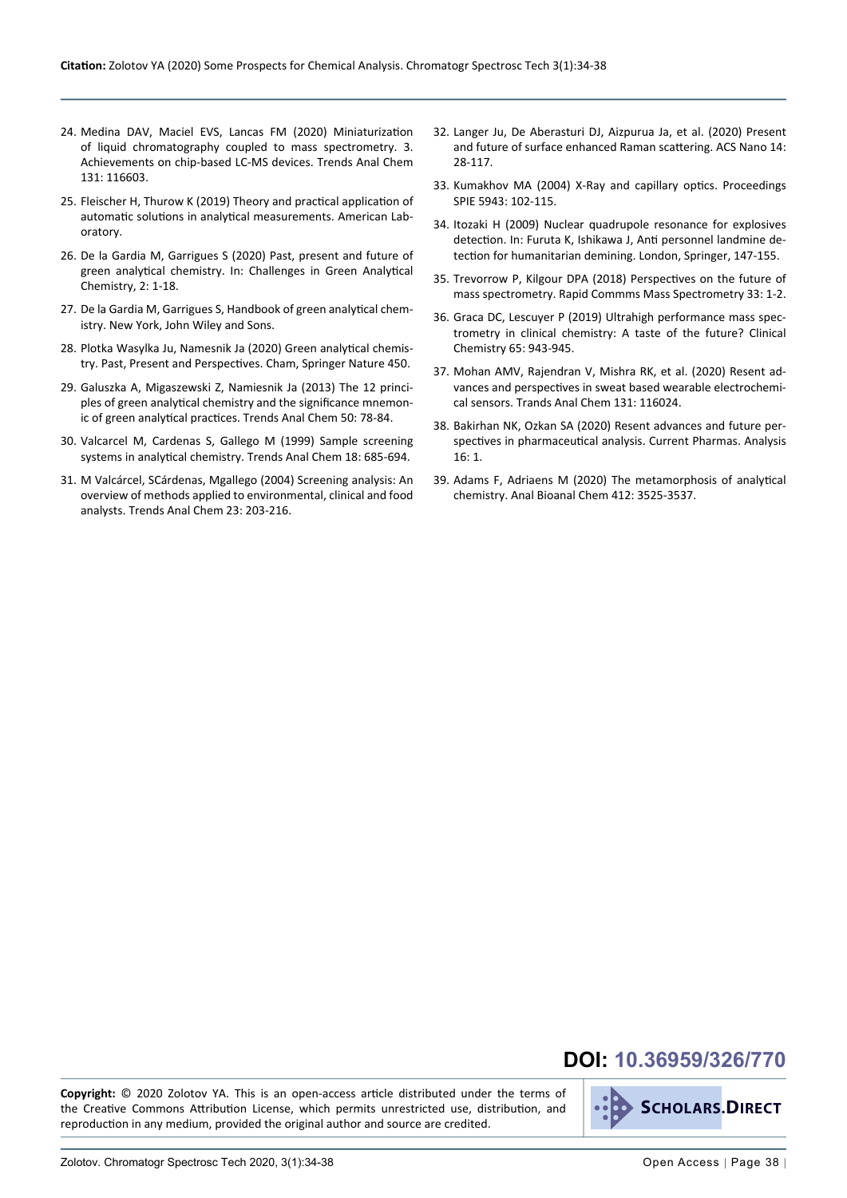24. Medina DAV, Maciel EVS, Lancas FM (2020) Miniaturization of liquid chromatography coupled to mass spectrometry. 3. Achievements on chip-based LC-MS devices. Trends Anal Chem 131: 116603.
25. Fleischer H, Thurow K (2019) Theory and practical application of automatic solutions in analytical measurements. American Laboratory.
26. De la Gardia M, Garrigues S (2020) Past, present and future of green analytical chemistry. In: Challenges in Green Analytical Chemistry, 2: 1-18.
27. De la Gardia M, Garrigues S, Handbook of green analytical chemistry. New York, John Wiley and Sons.
28. Plotka Wasylka Ju, Namesnik Ja (2020) Green analytical chemistry. Past, Present and Perspectives. Cham, Springer Nature 450.
29. Galuszka A, Migaszewski Z, Namiesnik Ja (2013) The 12 principles of green analytical chemistry and the significance mnemonic of green analytical practices. Trends Anal Chem 50: 78-84.
30. Valcarcel M, Cardenas S, Gallego M (1999) Sample screening systems in analytical chemistry. Trends Anal Chem 18: 685-694.
31. M Valcárcel, SCárdenas, Mgallego (2004) Screening analysis: An overview of methods applied to environmental, clinical and food analysts. Trends Anal Chem 23: 203-216.
32. Langer Ju, De Aberasturi DJ, Aizpurua Ja, et al. (2020) Present and future of surface enhanced Raman scattering. ACS Nano 14: 28-117.
33. Kumakhov MA (2004) X-Ray and capillary optics. Proceedings SPIE 5943: 102-115.
34. Itozaki H (2009) Nuclear quadrupole resonance for explosives detection. In: Furuta K, Ishikawa J, Anti personnel landmine detection for humanitarian demining. London, Springer, 147-155.
35. Trevorrow P, Kilgour DPA (2018) Perspectives on the future of mass spectrometry. Rapid Commms Mass Spectrometry 33: 1-2.
36. Graca DC, Lescuyer P (2019) Ultrahigh performance mass spectrometry in clinical chemistry: A taste of the future? Clinical Chemistry 65: 943-945.
37. Mohan AMV, Rajendran V, Mishra RK, et al. (2020) Resent advances and perspectives in sweat based wearable electrochemical sensors. Trands Anal Chem 131: 116024.
38. Bakirhan NK, Ozkan SA (2020) Resent advances and future perspectives in pharmaceutical analysis. Current Pharmas. Analysis 16: 1.
39. Adams F, Adriaens M (2020) The metamorphosis of analytical chemistry. Anal Bioanal Chem 412: 3525-3537.

**DOI: 10.36959/326/770**

**Copyright:** © 2020 Zolotov YA. This is an open-access article distributed under the terms of the Creative Commons Attribution License, which permits unrestricted use, distribution, and reproduction in any medium, provided the original author and source are credited.